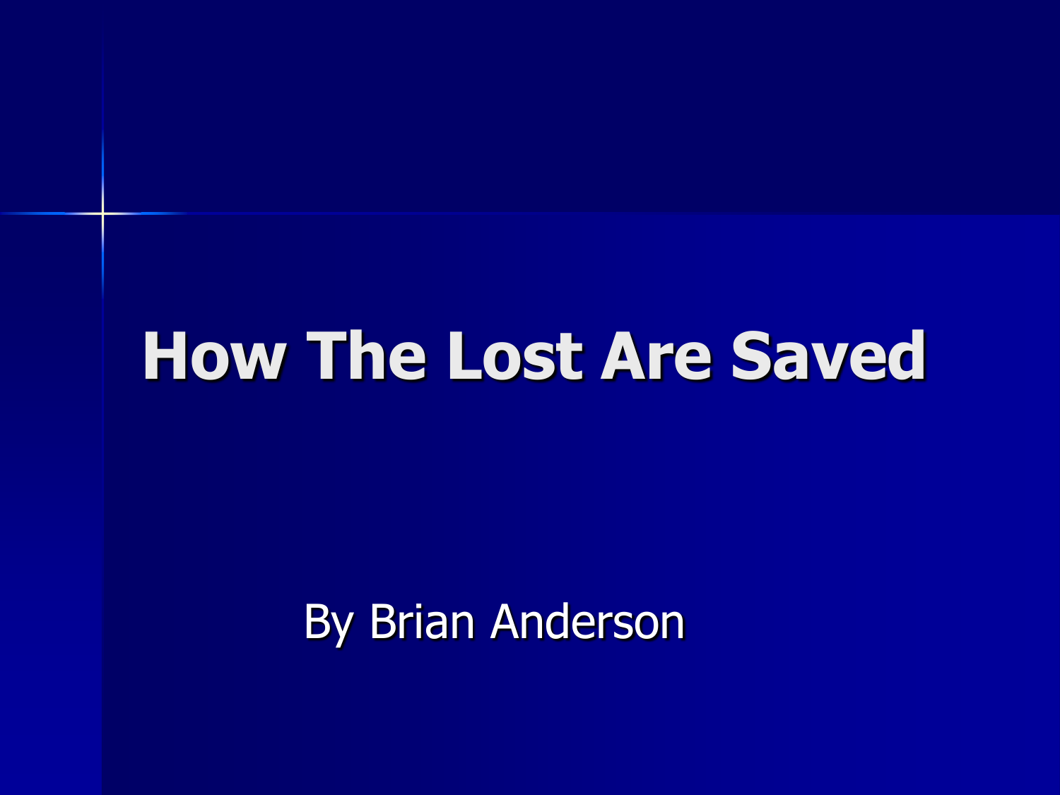# How The Lost Are Saved

By Brian Anderson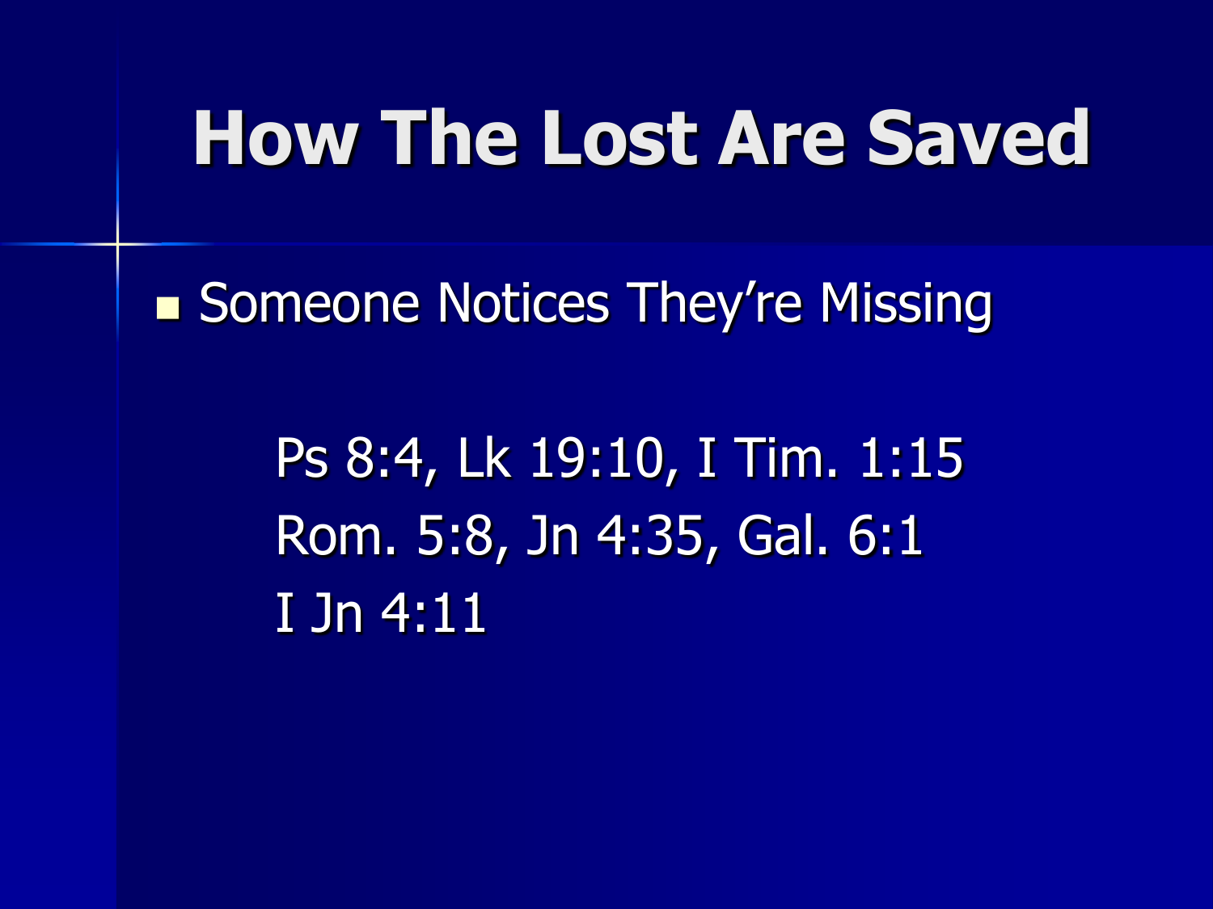# How The Lost Are Saved

- Someone Notices They're Missing

  Ps 8:4, Lk 19:10, I Tim. 1:15
  Rom. 5:8, Jn 4:35, Gal. 6:1
  I Jn 4:11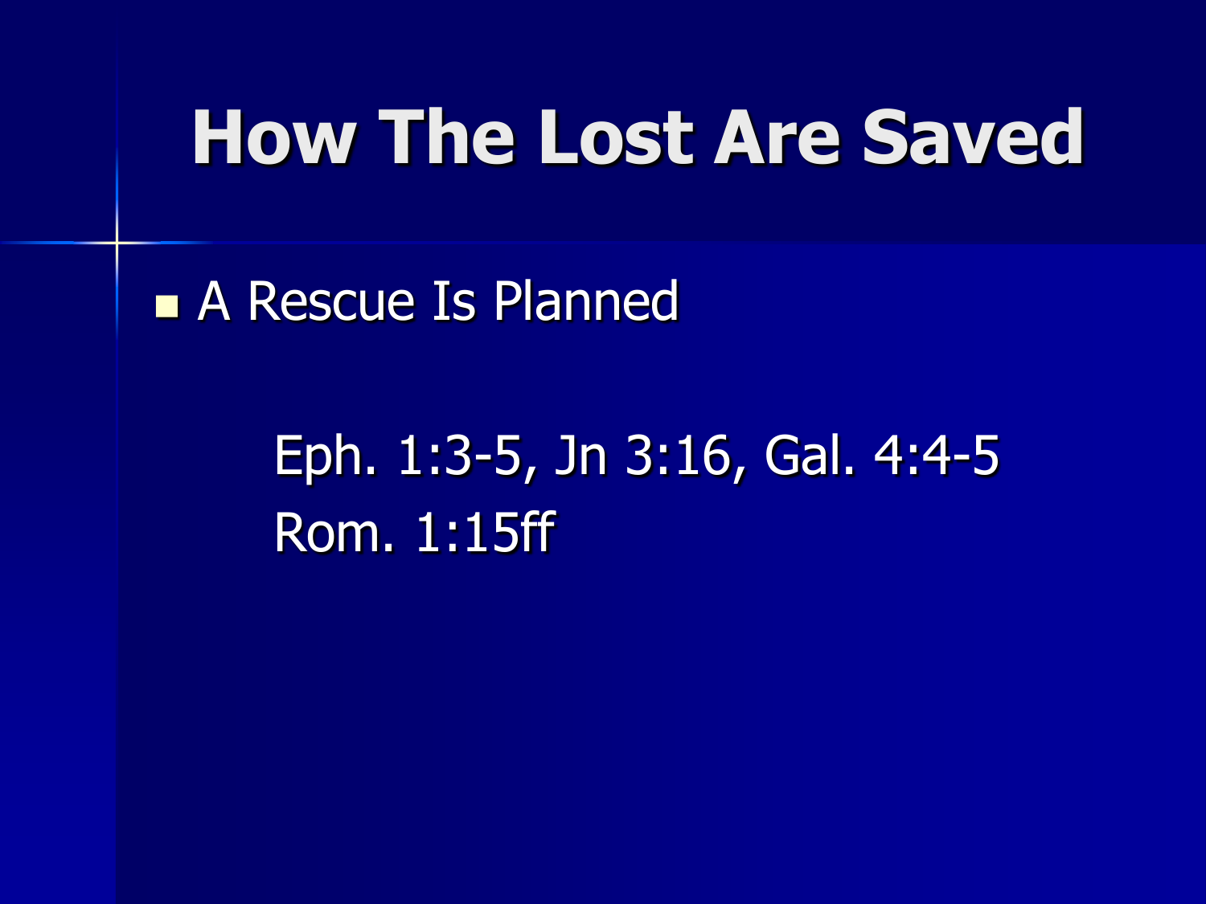# How The Lost Are Saved

- A Rescue Is Planned

  Eph. 1:3-5, Jn 3:16, Gal. 4:4-5
  Rom. 1:15ff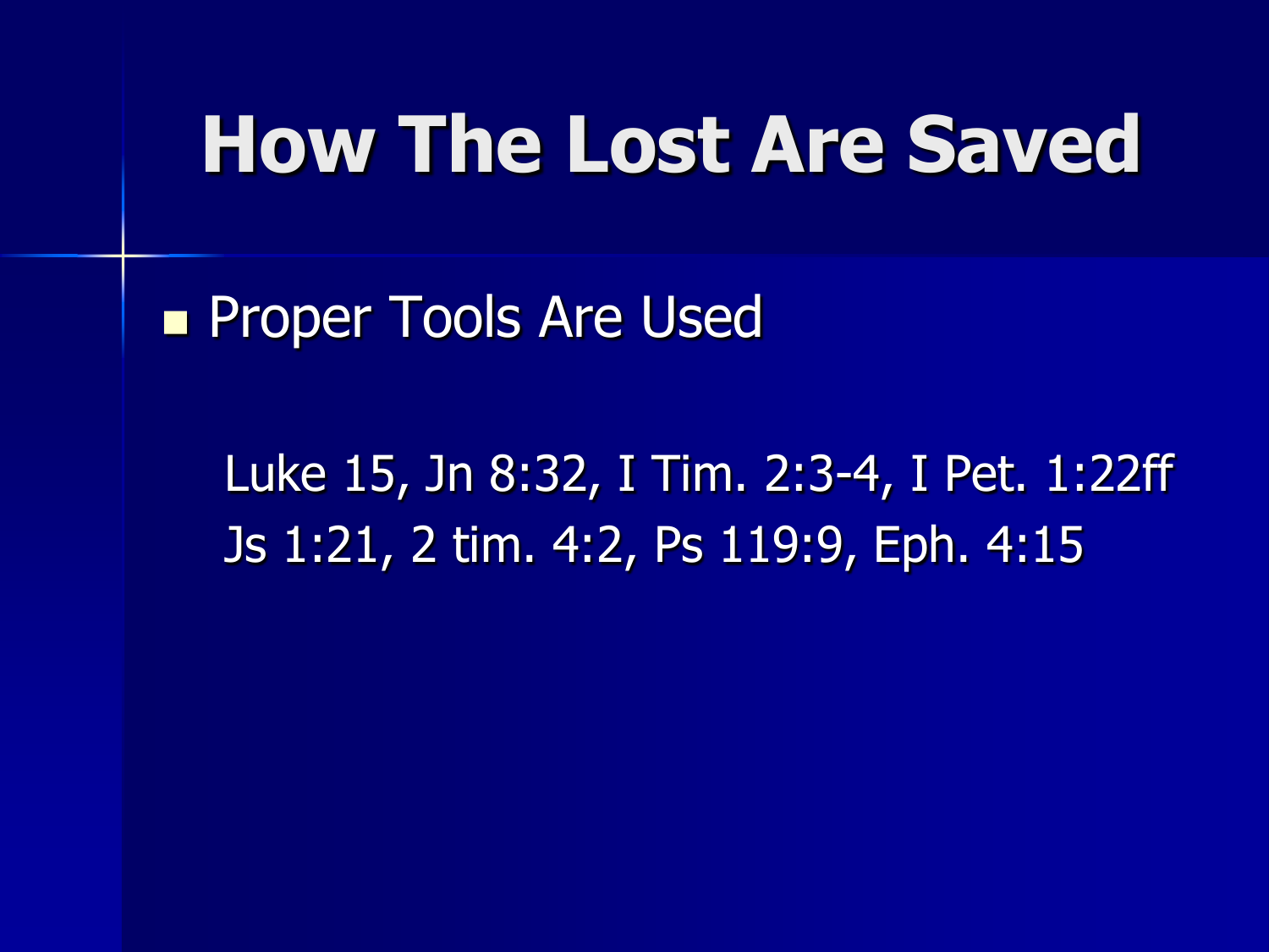# How The Lost Are Saved

- Proper Tools Are Used

  Luke 15, Jn 8:32, I Tim. 2:3-4, I Pet. 1:22ff
  Js 1:21, 2 tim. 4:2, Ps 119:9, Eph. 4:15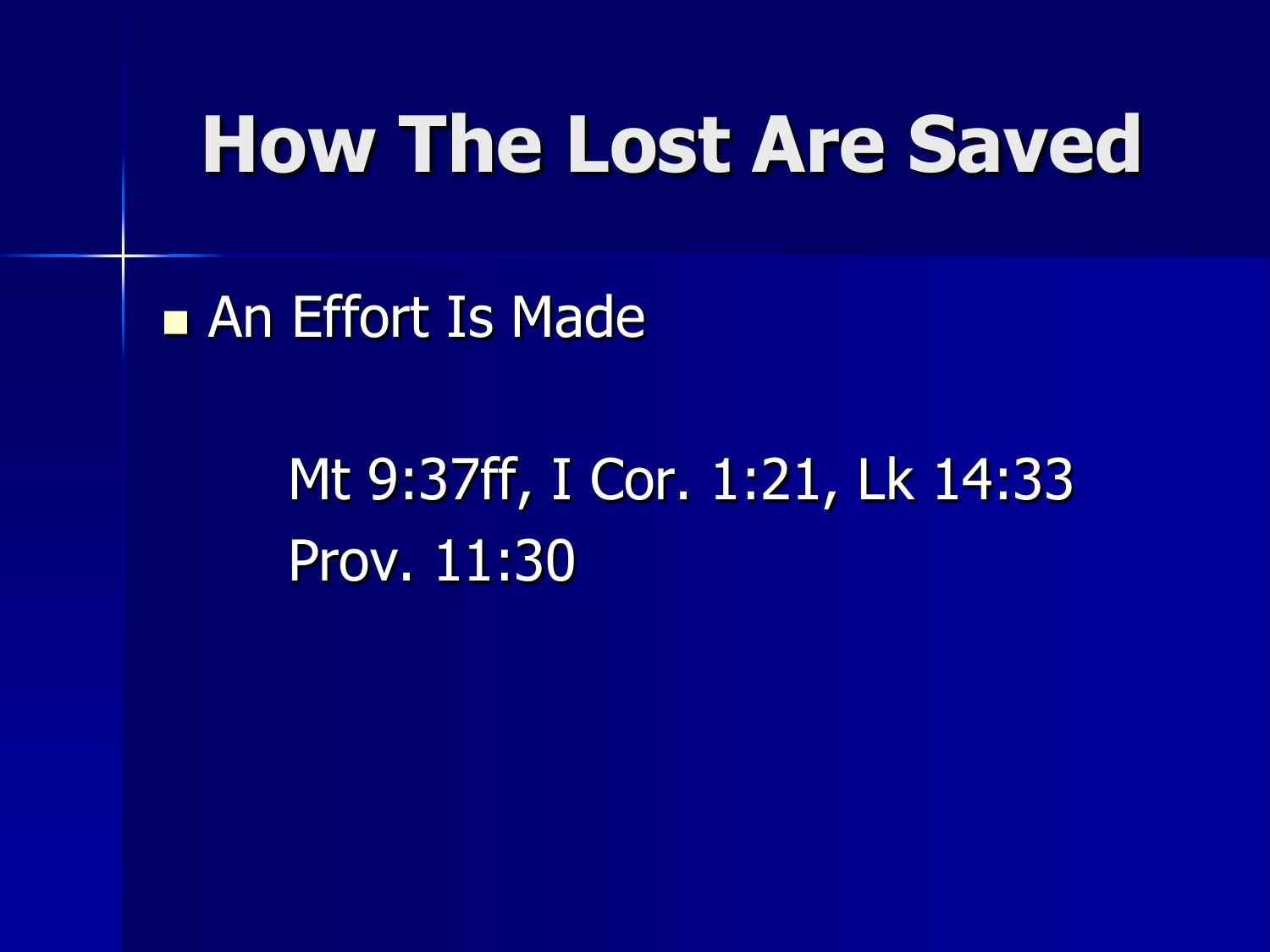# How The Lost Are Saved

- An Effort Is Made

  Mt 9:37ff, I Cor. 1:21, Lk 14:33
  Prov. 11:30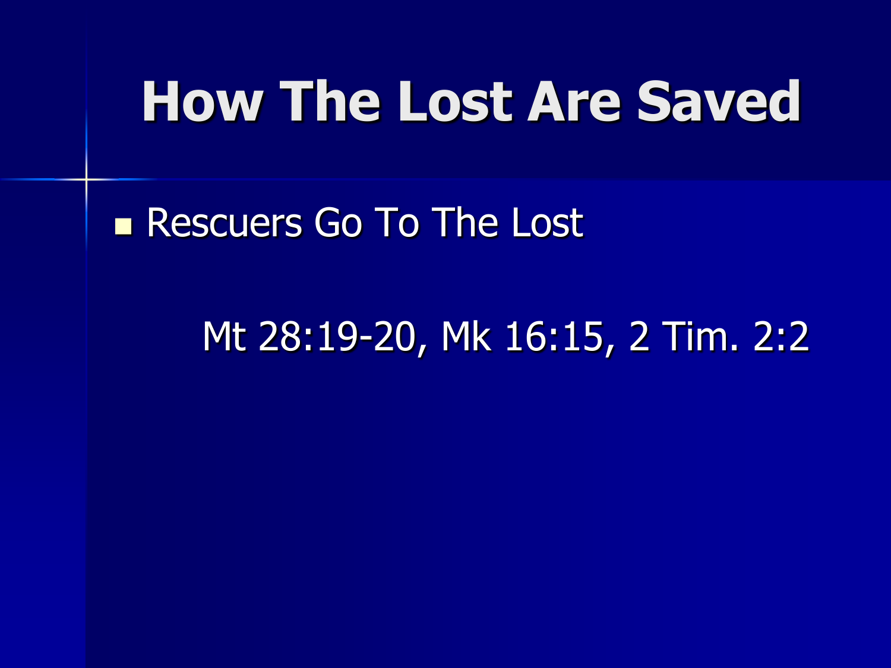# How The Lost Are Saved

- Rescuers Go To The Lost

  Mt 28:19-20, Mk 16:15, 2 Tim. 2:2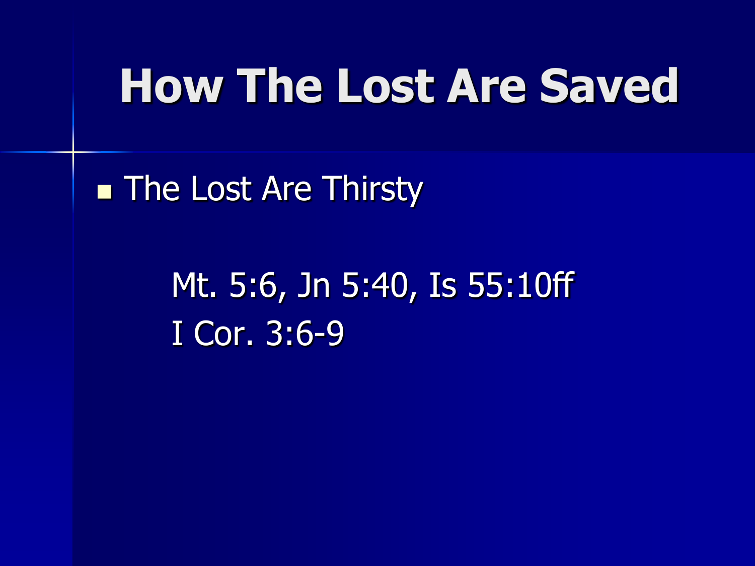# How The Lost Are Saved

- The Lost Are Thirsty

  Mt. 5:6, Jn 5:40, Is 55:10ff
  I Cor. 3:6-9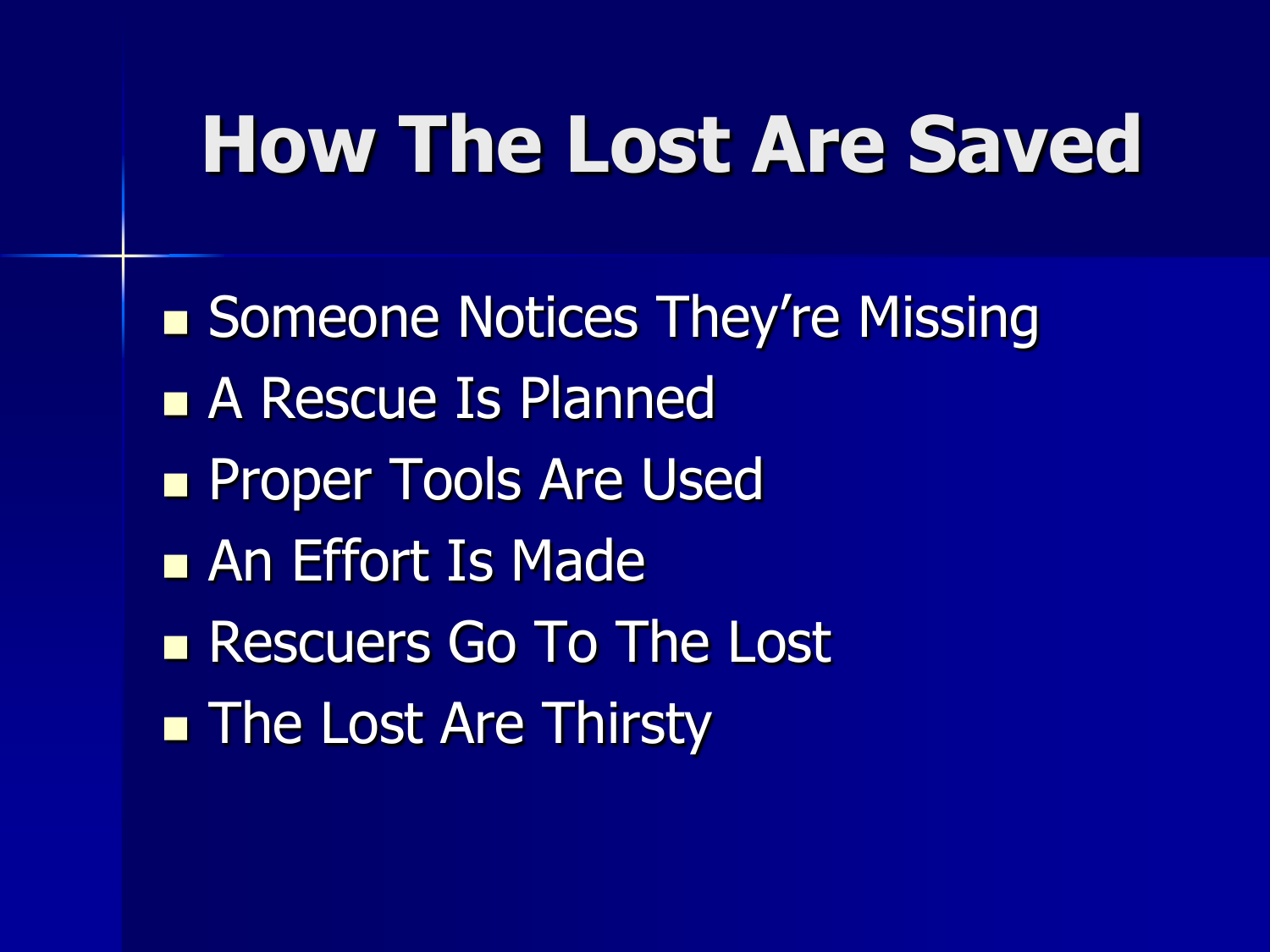# How The Lost Are Saved

- Someone Notices They're Missing
- A Rescue Is Planned
- Proper Tools Are Used
- An Effort Is Made
- Rescuers Go To The Lost
- The Lost Are Thirsty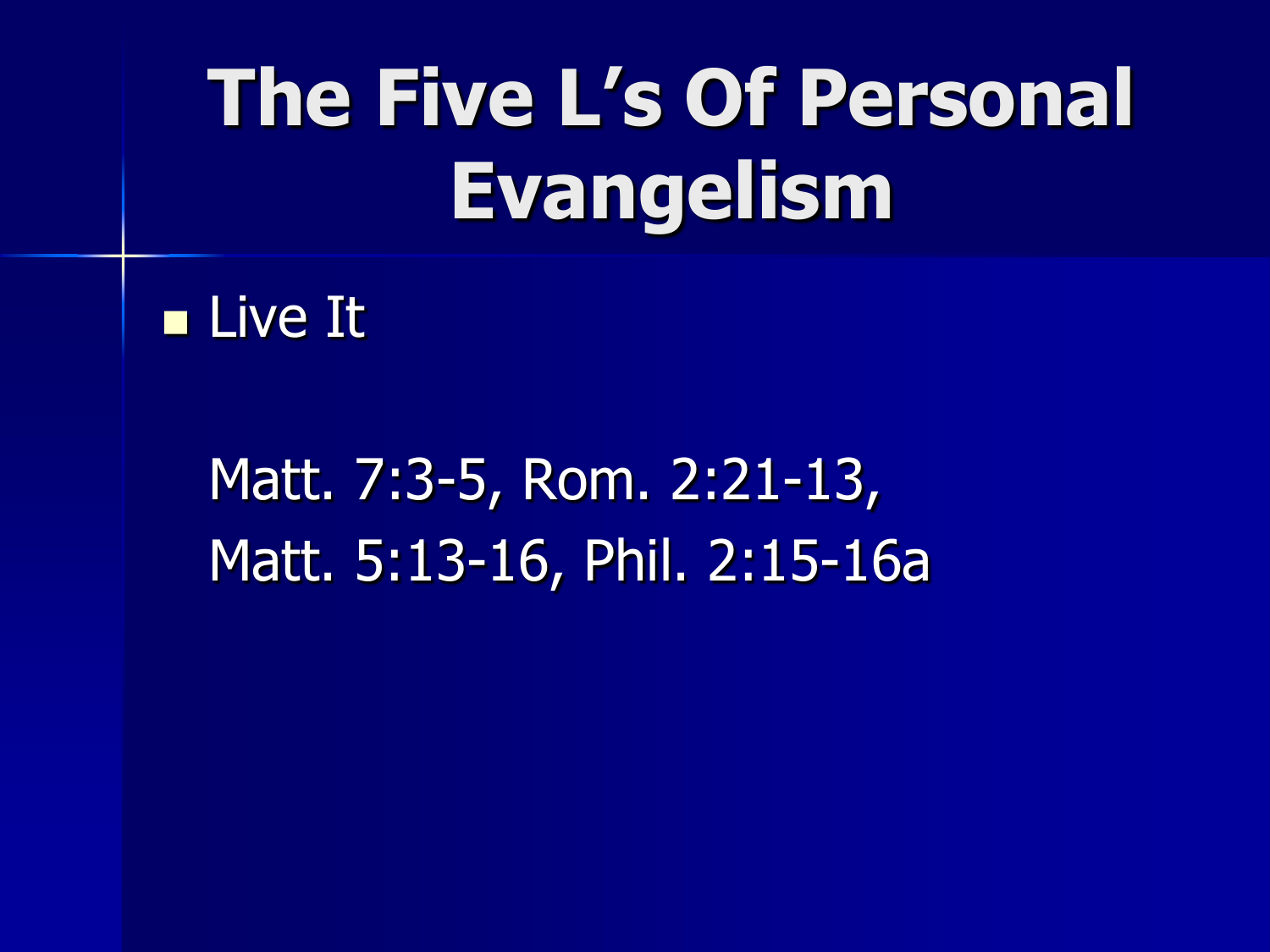# The Five L's Of Personal Evangelism

- Live It

Matt. 7:3-5, Rom. 2:21-13,
Matt. 5:13-16, Phil. 2:15-16a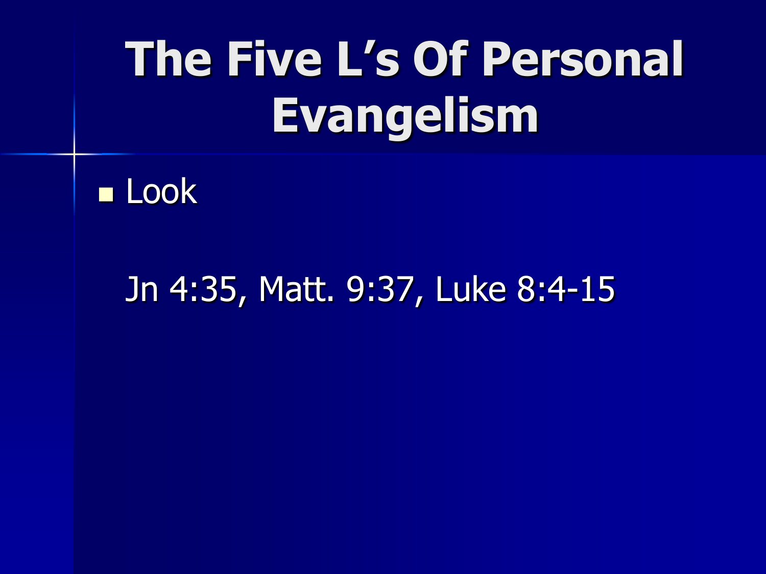# The Five L's Of Personal Evangelism

- Look

Jn 4:35, Matt. 9:37, Luke 8:4-15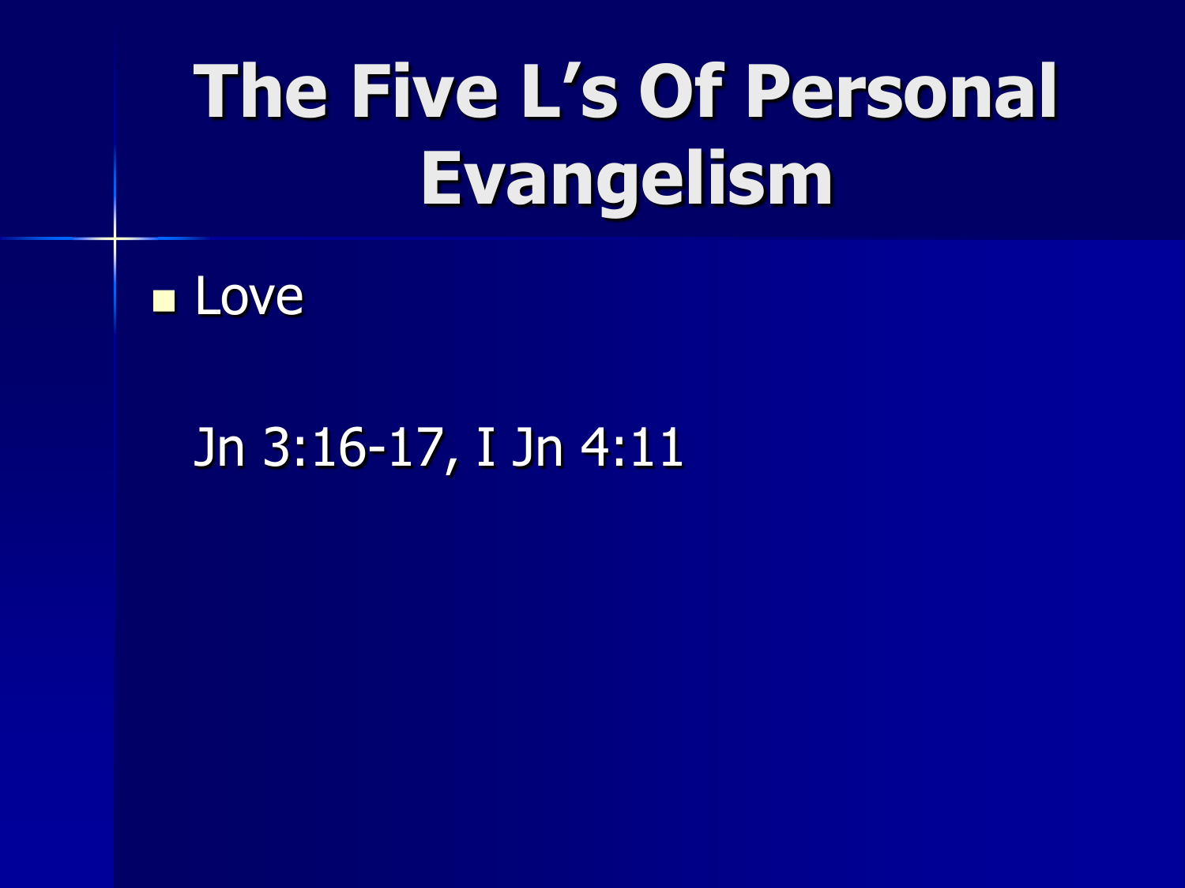# The Five L's Of Personal Evangelism

- Love

  Jn 3:16-17, I Jn 4:11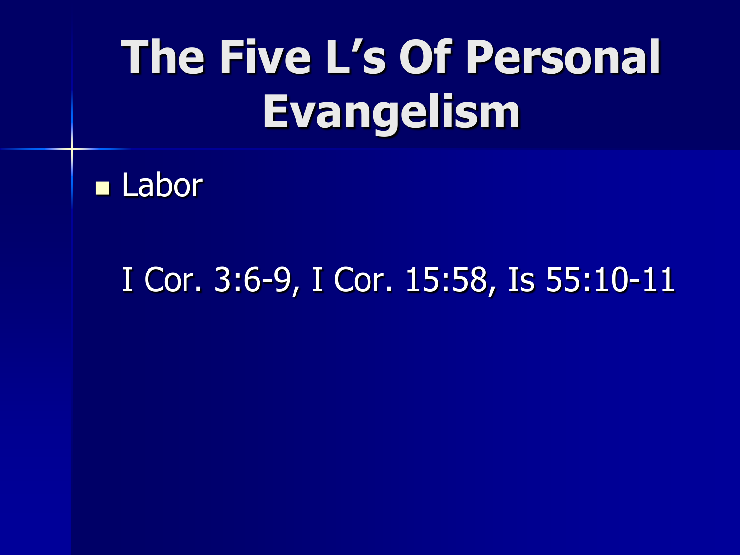# The Five L's Of Personal Evangelism

- Labor

  I Cor. 3:6-9, I Cor. 15:58, Is 55:10-11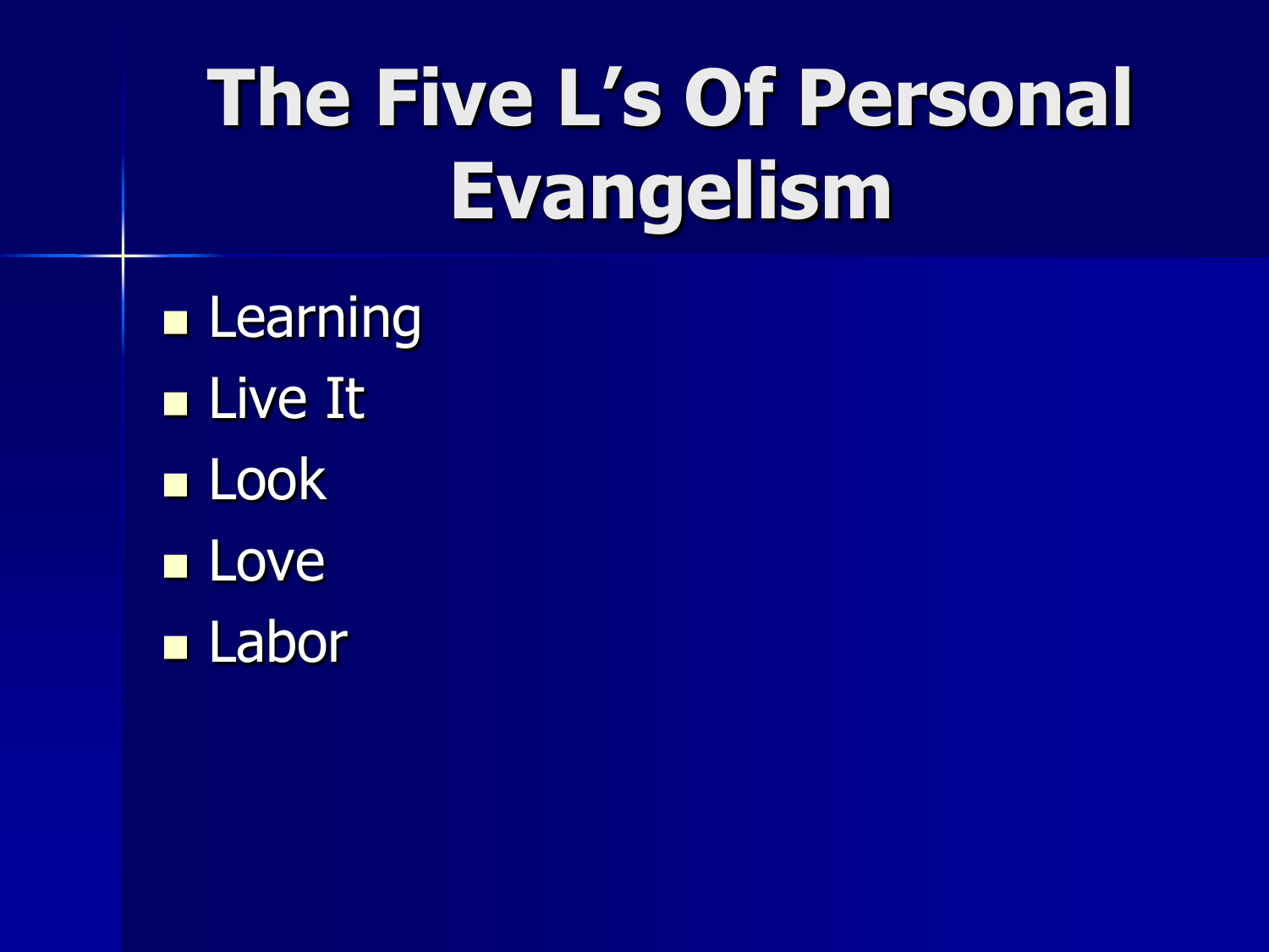# The Five L's Of Personal Evangelism

- Learning
- Live It
- Look
- Love
- Labor